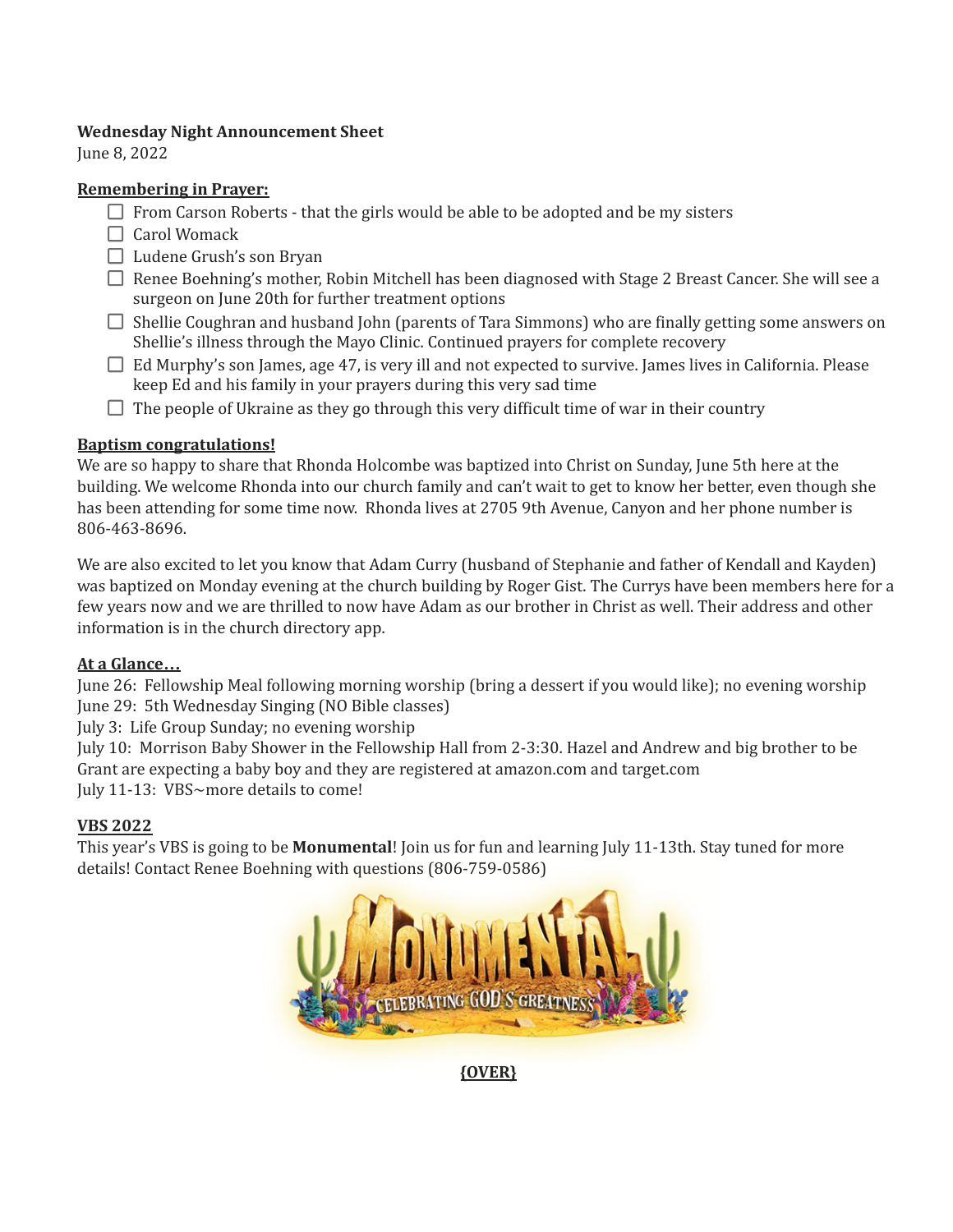**Wednesday Night Announcement Sheet**
June 8, 2022

**Remembering in Prayer:**

- [ ] From Carson Roberts - that the girls would be able to be adopted and be my sisters
- [ ] Carol Womack
- [ ] Ludene Grush's son Bryan
- [ ] Renee Boehning's mother, Robin Mitchell has been diagnosed with Stage 2 Breast Cancer. She will see a surgeon on June 20th for further treatment options
- [ ] Shellie Coughran and husband John (parents of Tara Simmons) who are finally getting some answers on Shellie's illness through the Mayo Clinic. Continued prayers for complete recovery
- [ ] Ed Murphy's son James, age 47, is very ill and not expected to survive. James lives in California. Please keep Ed and his family in your prayers during this very sad time
- [ ] The people of Ukraine as they go through this very difficult time of war in their country

**Baptism congratulations!**

We are so happy to share that Rhonda Holcombe was baptized into Christ on Sunday, June 5th here at the building. We welcome Rhonda into our church family and can't wait to get to know her better, even though she has been attending for some time now. Rhonda lives at 2705 9th Avenue, Canyon and her phone number is 806-463-8696.

We are also excited to let you know that Adam Curry (husband of Stephanie and father of Kendall and Kayden) was baptized on Monday evening at the church building by Roger Gist. The Currys have been members here for a few years now and we are thrilled to now have Adam as our brother in Christ as well. Their address and other information is in the church directory app.

**At a Glance…**

June 26: Fellowship Meal following morning worship (bring a dessert if you would like); no evening worship
June 29: 5th Wednesday Singing (NO Bible classes)
July 3: Life Group Sunday; no evening worship
July 10: Morrison Baby Shower in the Fellowship Hall from 2-3:30. Hazel and Andrew and big brother to be Grant are expecting a baby boy and they are registered at amazon.com and target.com
July 11-13: VBS~more details to come!

**VBS 2022**

This year's VBS is going to be **Monumental**! Join us for fun and learning July 11-13th. Stay tuned for more details! Contact Renee Boehning with questions (806-759-0586)

MONUMENTAL
CELEBRATING GOD'S GREATNESS

**{OVER}**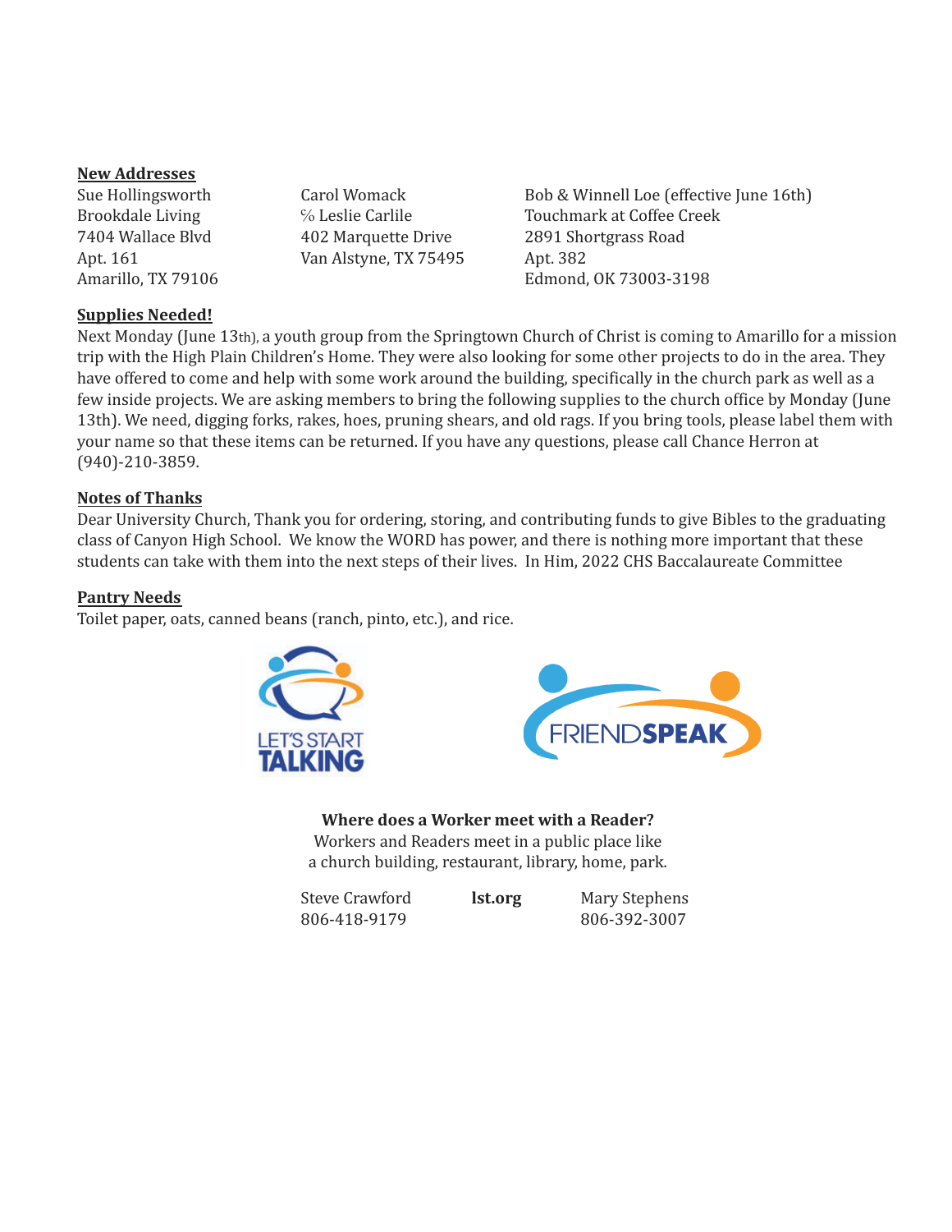**New Addresses**

Sue Hollingsworth
Brookdale Living
7404 Wallace Blvd
Apt. 161
Amarillo, TX 79106

Carol Womack
℅ Leslie Carlile
402 Marquette Drive
Van Alstyne, TX 75495

Bob & Winnell Loe (effective June 16th)
Touchmark at Coffee Creek
2891 Shortgrass Road
Apt. 382
Edmond, OK 73003-3198

**Supplies Needed!**

Next Monday (June 13th), a youth group from the Springtown Church of Christ is coming to Amarillo for a mission trip with the High Plain Children's Home. They were also looking for some other projects to do in the area. They have offered to come and help with some work around the building, specifically in the church park as well as a few inside projects. We are asking members to bring the following supplies to the church office by Monday (June 13th). We need, digging forks, rakes, hoes, pruning shears, and old rags. If you bring tools, please label them with your name so that these items can be returned. If you have any questions, please call Chance Herron at (940)-210-3859.

**Notes of Thanks**

Dear University Church, Thank you for ordering, storing, and contributing funds to give Bibles to the graduating class of Canyon High School. We know the WORD has power, and there is nothing more important that these students can take with them into the next steps of their lives. In Him, 2022 CHS Baccalaureate Committee

**Pantry Needs**

Toilet paper, oats, canned beans (ranch, pinto, etc.), and rice.

LET'S START TALKING

FRIENDSPEAK

**Where does a Worker meet with a Reader?**
Workers and Readers meet in a public place like a church building, restaurant, library, home, park.

Steve Crawford
806-418-9179

**lst.org**

Mary Stephens
806-392-3007